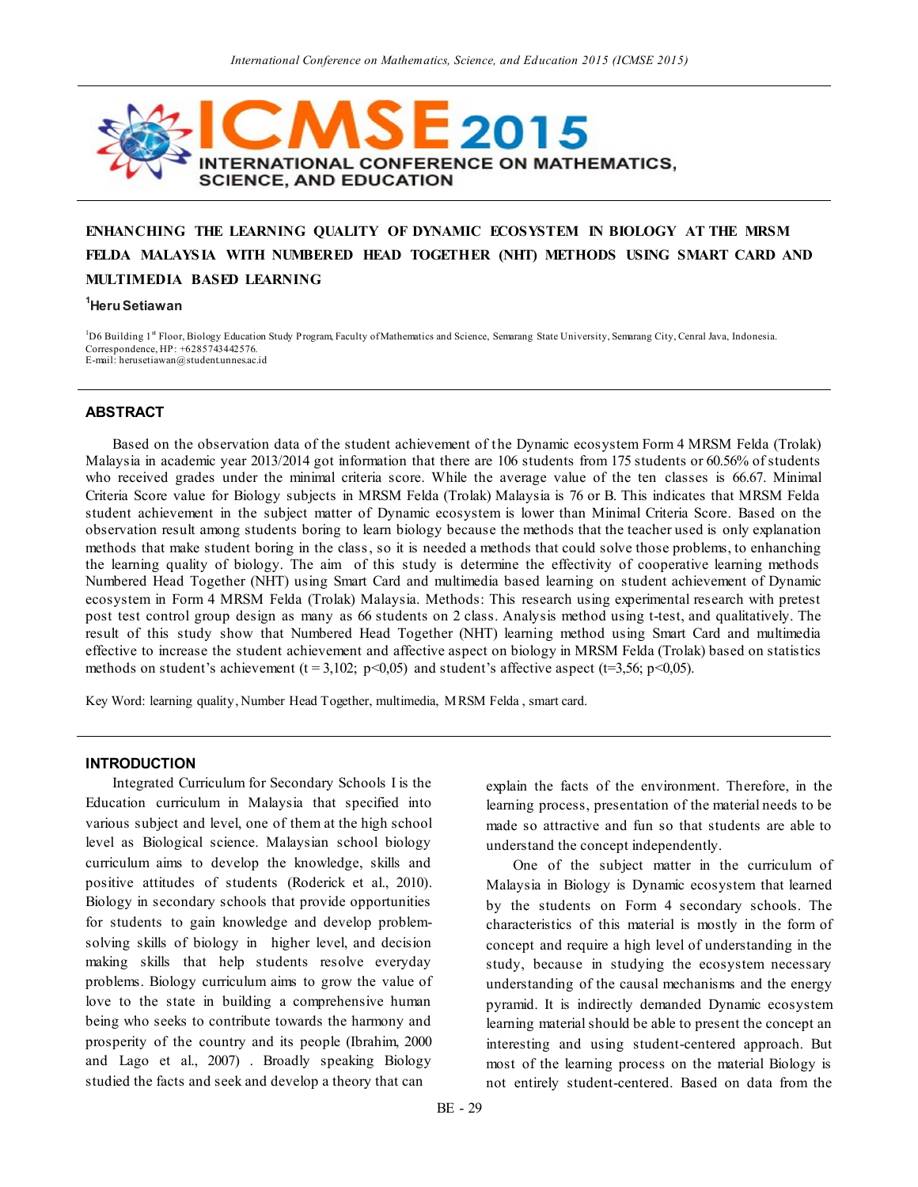# ENHANCHING THE LEARNING QUALITY OF DYNAMIC ECOSYSTEM IN BIOLOGY AT THE MRSM FELDA MALAYSIA WITH NUMBERED HEAD TOGETHER (NHT) METHODS USING SMART CARD AND MULTIMEDIA BASED LEARNING

**[1]Heru Setiawan**

[1]D6 Building 1st Floor, Biology Education Study Program, Faculty of Mathematics and Science, Semarang State University, Semarang City, Cenral Java, Indonesia.
Correspondence, HP: +6285743442576.
E-mail: herusetiawan@student.unnes.ac.id

## ABSTRACT

Based on the observation data of the student achievement of the Dynamic ecosystem Form 4 MRSM Felda (Trolak) Malaysia in academic year 2013/2014 got information that there are 106 students from 175 students or 60.56% of students who received grades under the minimal criteria score. While the average value of the ten classes is 66.67. Minimal Criteria Score value for Biology subjects in MRSM Felda (Trolak) Malaysia is 76 or B. This indicates that MRSM Felda student achievement in the subject matter of Dynamic ecosystem is lower than Minimal Criteria Score. Based on the observation result among students boring to learn biology because the methods that the teacher used is only explanation methods that make student boring in the class, so it is needed a methods that could solve those problems, to enhanching the learning quality of biology. The aim of this study is determine the effectivity of cooperative learning methods Numbered Head Together (NHT) using Smart Card and multimedia based learning on student achievement of Dynamic ecosystem in Form 4 MRSM Felda (Trolak) Malaysia. Methods: This research using experimental research with pretest post test control group design as many as 66 students on 2 class. Analysis method using t-test, and qualitatively. The result of this study show that Numbered Head Together (NHT) learning method using Smart Card and multimedia effective to increase the student achievement and affective aspect on biology in MRSM Felda (Trolak) based on statistics methods on student's achievement ($t = 3{,}102$; $p<0{,}05$) and student's affective aspect ($t=3{,}56$; $p<0{,}05$).

Key Word: learning quality, Number Head Together, multimedia, MRSM Felda , smart card.

## INTRODUCTION

Integrated Curriculum for Secondary Schools I is the Education curriculum in Malaysia that specified into various subject and level, one of them at the high school level as Biological science. Malaysian school biology curriculum aims to develop the knowledge, skills and positive attitudes of students (Roderick et al., 2010). Biology in secondary schools that provide opportunities for students to gain knowledge and develop problem-solving skills of biology in higher level, and decision making skills that help students resolve everyday problems. Biology curriculum aims to grow the value of love to the state in building a comprehensive human being who seeks to contribute towards the harmony and prosperity of the country and its people (Ibrahim, 2000 and Lago et al., 2007) . Broadly speaking Biology studied the facts and seek and develop a theory that can explain the facts of the environment. Therefore, in the learning process, presentation of the material needs to be made so attractive and fun so that students are able to understand the concept independently.

One of the subject matter in the curriculum of Malaysia in Biology is Dynamic ecosystem that learned by the students on Form 4 secondary schools. The characteristics of this material is mostly in the form of concept and require a high level of understanding in the study, because in studying the ecosystem necessary understanding of the causal mechanisms and the energy pyramid. It is indirectly demanded Dynamic ecosystem learning material should be able to present the concept an interesting and using student-centered approach. But most of the learning process on the material Biology is not entirely student-centered. Based on data from the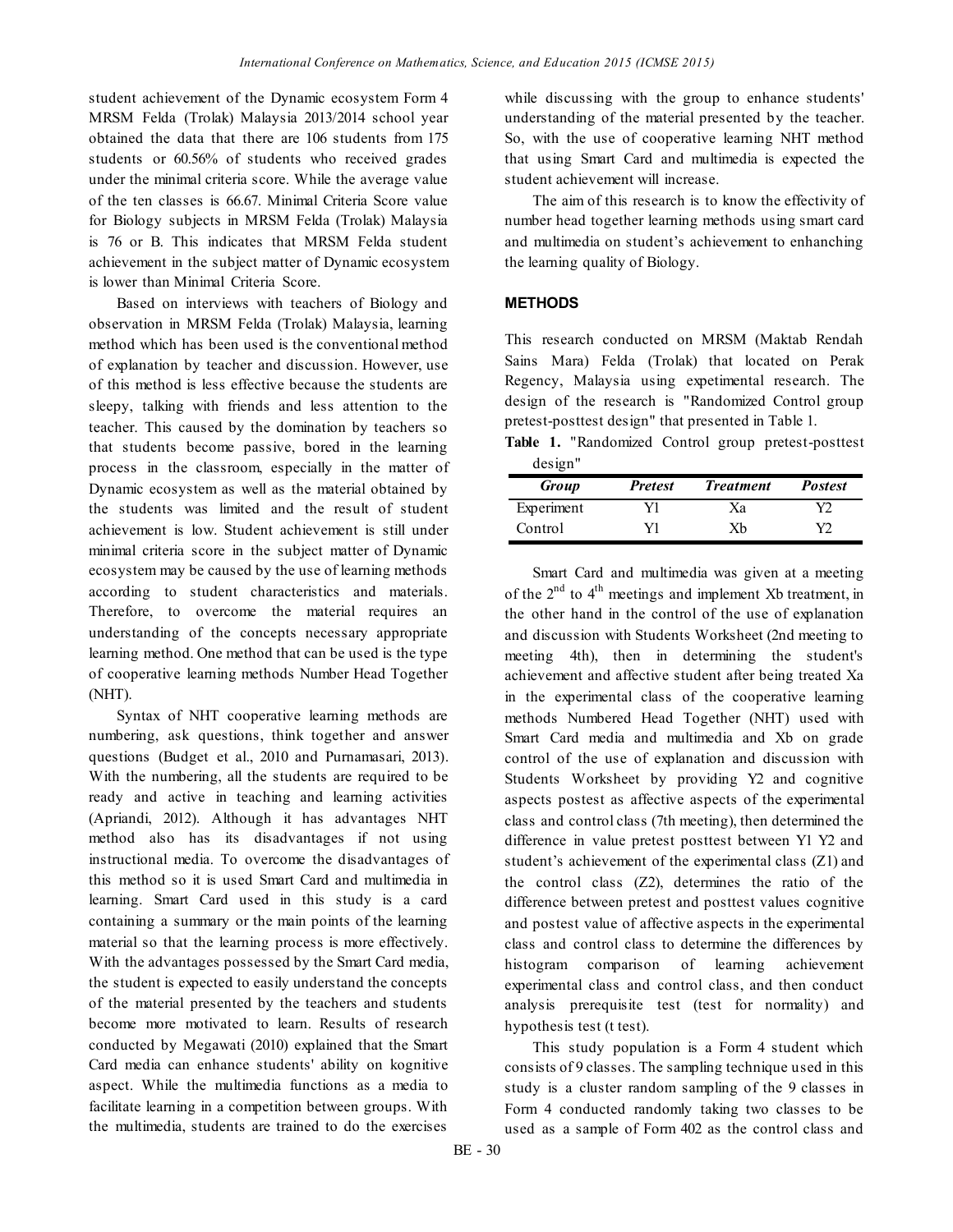student achievement of the Dynamic ecosystem Form 4 MRSM Felda (Trolak) Malaysia 2013/2014 school year obtained the data that there are 106 students from 175 students or 60.56% of students who received grades under the minimal criteria score. While the average value of the ten classes is 66.67. Minimal Criteria Score value for Biology subjects in MRSM Felda (Trolak) Malaysia is 76 or B. This indicates that MRSM Felda student achievement in the subject matter of Dynamic ecosystem is lower than Minimal Criteria Score.

Based on interviews with teachers of Biology and observation in MRSM Felda (Trolak) Malaysia, learning method which has been used is the conventional method of explanation by teacher and discussion. However, use of this method is less effective because the students are sleepy, talking with friends and less attention to the teacher. This caused by the domination by teachers so that students become passive, bored in the learning process in the classroom, especially in the matter of Dynamic ecosystem as well as the material obtained by the students was limited and the result of student achievement is low. Student achievement is still under minimal criteria score in the subject matter of Dynamic ecosystem may be caused by the use of learning methods according to student characteristics and materials. Therefore, to overcome the material requires an understanding of the concepts necessary appropriate learning method. One method that can be used is the type of cooperative learning methods Number Head Together (NHT).

Syntax of NHT cooperative learning methods are numbering, ask questions, think together and answer questions (Budget et al., 2010 and Purnamasari, 2013). With the numbering, all the students are required to be ready and active in teaching and learning activities (Apriandi, 2012). Although it has advantages NHT method also has its disadvantages if not using instructional media. To overcome the disadvantages of this method so it is used Smart Card and multimedia in learning. Smart Card used in this study is a card containing a summary or the main points of the learning material so that the learning process is more effectively. With the advantages possessed by the Smart Card media, the student is expected to easily understand the concepts of the material presented by the teachers and students become more motivated to learn. Results of research conducted by Megawati (2010) explained that the Smart Card media can enhance students' ability on kognitive aspect. While the multimedia functions as a media to facilitate learning in a competition between groups. With the multimedia, students are trained to do the exercises while discussing with the group to enhance students' understanding of the material presented by the teacher. So, with the use of cooperative learning NHT method that using Smart Card and multimedia is expected the student achievement will increase.

The aim of this research is to know the effectivity of number head together learning methods using smart card and multimedia on student's achievement to enhanching the learning quality of Biology.

## METHODS

This research conducted on MRSM (Maktab Rendah Sains Mara) Felda (Trolak) that located on Perak Regency, Malaysia using expetimental research. The design of the research is "Randomized Control group pretest-posttest design" that presented in Table 1.

**Table 1.** "Randomized Control group pretest-posttest design"

| *Group* | *Pretest* | *Treatment* | *Postest* |
|---|---|---|---|
| Experiment | Y1 | Xa | Y2 |
| Control | Y1 | Xb | Y2 |

Smart Card and multimedia was given at a meeting of the 2$^{nd}$ to 4$^{th}$ meetings and implement Xb treatment, in the other hand in the control of the use of explanation and discussion with Students Worksheet (2nd meeting to meeting 4th), then in determining the student's achievement and affective student after being treated Xa in the experimental class of the cooperative learning methods Numbered Head Together (NHT) used with Smart Card media and multimedia and Xb on grade control of the use of explanation and discussion with Students Worksheet by providing Y2 and cognitive aspects postest as affective aspects of the experimental class and control class (7th meeting), then determined the difference in value pretest posttest between Y1 Y2 and student's achievement of the experimental class (Z1) and the control class (Z2), determines the ratio of the difference between pretest and posttest values cognitive and postest value of affective aspects in the experimental class and control class to determine the differences by histogram comparison of learning achievement experimental class and control class, and then conduct analysis prerequisite test (test for normality) and hypothesis test (t test).

This study population is a Form 4 student which consists of 9 classes. The sampling technique used in this study is a cluster random sampling of the 9 classes in Form 4 conducted randomly taking two classes to be used as a sample of Form 402 as the control class and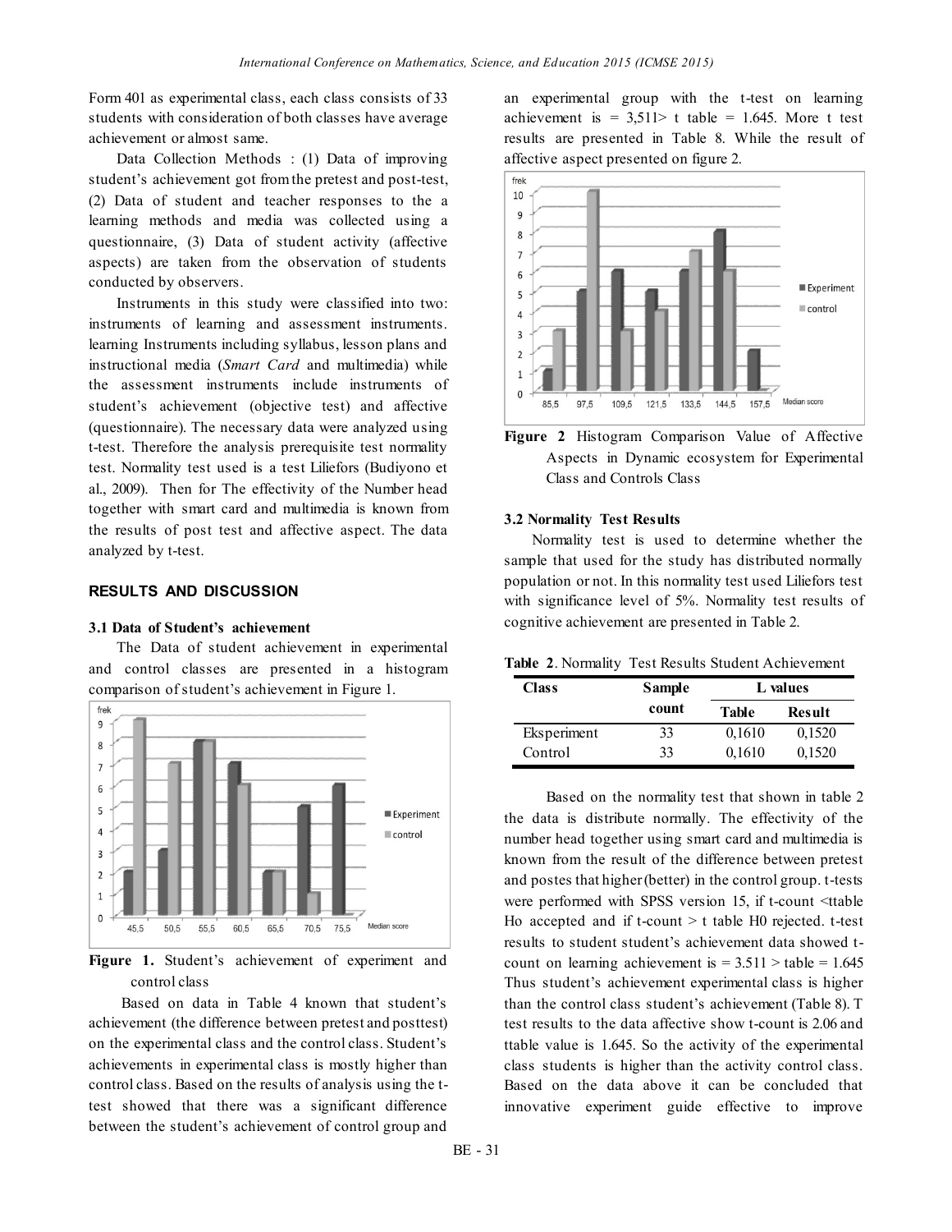Form 401 as experimental class, each class consists of 33 students with consideration of both classes have average achievement or almost same.

Data Collection Methods : (1) Data of improving student's achievement got from the pretest and post-test, (2) Data of student and teacher responses to the a learning methods and media was collected using a questionnaire, (3) Data of student activity (affective aspects) are taken from the observation of students conducted by observers.

Instruments in this study were classified into two: instruments of learning and assessment instruments. learning Instruments including syllabus, lesson plans and instructional media (*Smart Card* and multimedia) while the assessment instruments include instruments of student's achievement (objective test) and affective (questionnaire). The necessary data were analyzed using t-test. Therefore the analysis prerequisite test normality test. Normality test used is a test Liliefors (Budiyono et al., 2009). Then for The effectivity of the Number head together with smart card and multimedia is known from the results of post test and affective aspect. The data analyzed by t-test.

## RESULTS AND DISCUSSION

### 3.1 Data of Student's achievement

The Data of student achievement in experimental and control classes are presented in a histogram comparison of student's achievement in Figure 1.

**Figure 1.** Student's achievement of experiment and control class

Based on data in Table 4 known that student's achievement (the difference between pretest and posttest) on the experimental class and the control class. Student's achievements in experimental class is mostly higher than control class. Based on the results of analysis using the t-test showed that there was a significant difference between the student's achievement of control group and an experimental group with the t-test on learning achievement is = 3,511> t table = 1.645. More t test results are presented in Table 8. While the result of affective aspect presented on figure 2.

**Figure 2** Histogram Comparison Value of Affective Aspects in Dynamic ecosystem for Experimental Class and Controls Class

### 3.2 Normality Test Results

Normality test is used to determine whether the sample that used for the study has distributed normally population or not. In this normality test used Liliefors test with significance level of 5%. Normality test results of cognitive achievement are presented in Table 2.

**Table 2**. Normality Test Results Student Achievement

| Class | Sample count | L values | |
|---|---|---|---|
| | | Table | Result |
| Eksperiment | 33 | 0,1610 | 0,1520 |
| Control | 33 | 0,1610 | 0,1520 |

Based on the normality test that shown in table 2 the data is distribute normally. The effectivity of the number head together using smart card and multimedia is known from the result of the difference between pretest and postes that higher (better) in the control group. t-tests were performed with SPSS version 15, if t-count <ttable Ho accepted and if t-count > t table H0 rejected. t-test results to student student's achievement data showed t-count on learning achievement is = 3.511 > table = 1.645 Thus student's achievement experimental class is higher than the control class student's achievement (Table 8). T test results to the data affective show t-count is 2.06 and ttable value is 1.645. So the activity of the experimental class students is higher than the activity control class. Based on the data above it can be concluded that innovative experiment guide effective to improve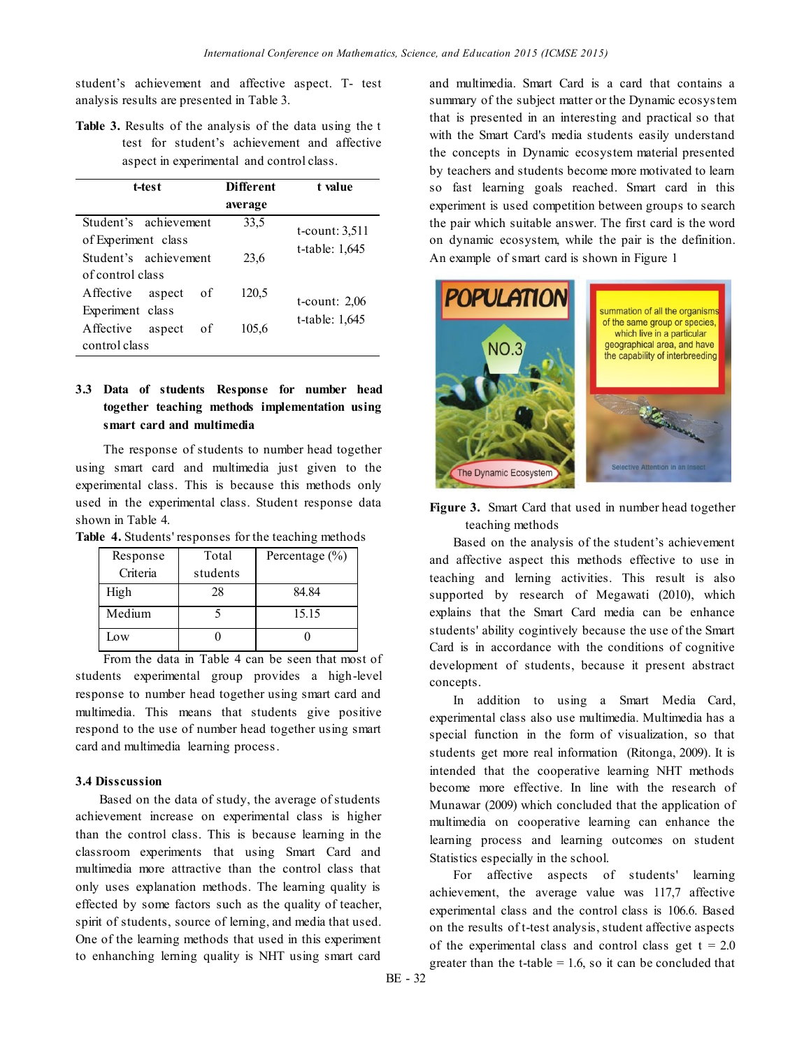student's achievement and affective aspect. T- test analysis results are presented in Table 3.

**Table 3.** Results of the analysis of the data using the t test for student's achievement and affective aspect in experimental and control class.

| t-test | Different average | t value |
|---|---|---|
| Student's achievement of Experiment class | 33,5 | t-count: 3,511 t-table: 1,645 |
| Student's achievement of control class | 23,6 | |
| Affective aspect of Experiment class | 120,5 | t-count: 2,06 t-table: 1,645 |
| Affective aspect of control class | 105,6 | |

### 3.3 Data of students Response for number head together teaching methods implementation using smart card and multimedia

The response of students to number head together using smart card and multimedia just given to the experimental class. This is because this methods only used in the experimental class. Student response data shown in Table 4.

**Table 4.** Students' responses for the teaching methods

| Response Criteria | Total students | Percentage (%) |
|---|---|---|
| High | 28 | 84.84 |
| Medium | 5 | 15.15 |
| Low | 0 | 0 |

From the data in Table 4 can be seen that most of students experimental group provides a high-level response to number head together using smart card and multimedia. This means that students give positive respond to the use of number head together using smart card and multimedia learning process.

### 3.4 Disscussion

Based on the data of study, the average of students achievement increase on experimental class is higher than the control class. This is because learning in the classroom experiments that using Smart Card and multimedia more attractive than the control class that only uses explanation methods. The learning quality is effected by some factors such as the quality of teacher, spirit of students, source of lerning, and media that used. One of the learning methods that used in this experiment to enhanching lerning quality is NHT using smart card and multimedia. Smart Card is a card that contains a summary of the subject matter or the Dynamic ecosystem that is presented in an interesting and practical so that with the Smart Card's media students easily understand the concepts in Dynamic ecosystem material presented by teachers and students become more motivated to learn so fast learning goals reached. Smart card in this experiment is used competition between groups to search the pair which suitable answer. The first card is the word on dynamic ecosystem, while the pair is the definition. An example of smart card is shown in Figure 1

**Figure 3.** Smart Card that used in number head together teaching methods

Based on the analysis of the student's achievement and affective aspect this methods effective to use in teaching and lerning activities. This result is also supported by research of Megawati (2010), which explains that the Smart Card media can be enhance students' ability cogintively because the use of the Smart Card is in accordance with the conditions of cognitive development of students, because it present abstract concepts.

In addition to using a Smart Media Card, experimental class also use multimedia. Multimedia has a special function in the form of visualization, so that students get more real information (Ritonga, 2009). It is intended that the cooperative learning NHT methods become more effective. In line with the research of Munawar (2009) which concluded that the application of multimedia on cooperative learning can enhance the learning process and learning outcomes on student Statistics especially in the school.

For affective aspects of students' learning achievement, the average value was 117,7 affective experimental class and the control class is 106.6. Based on the results of t-test analysis, student affective aspects of the experimental class and control class get t = 2.0 greater than the t-table = 1.6, so it can be concluded that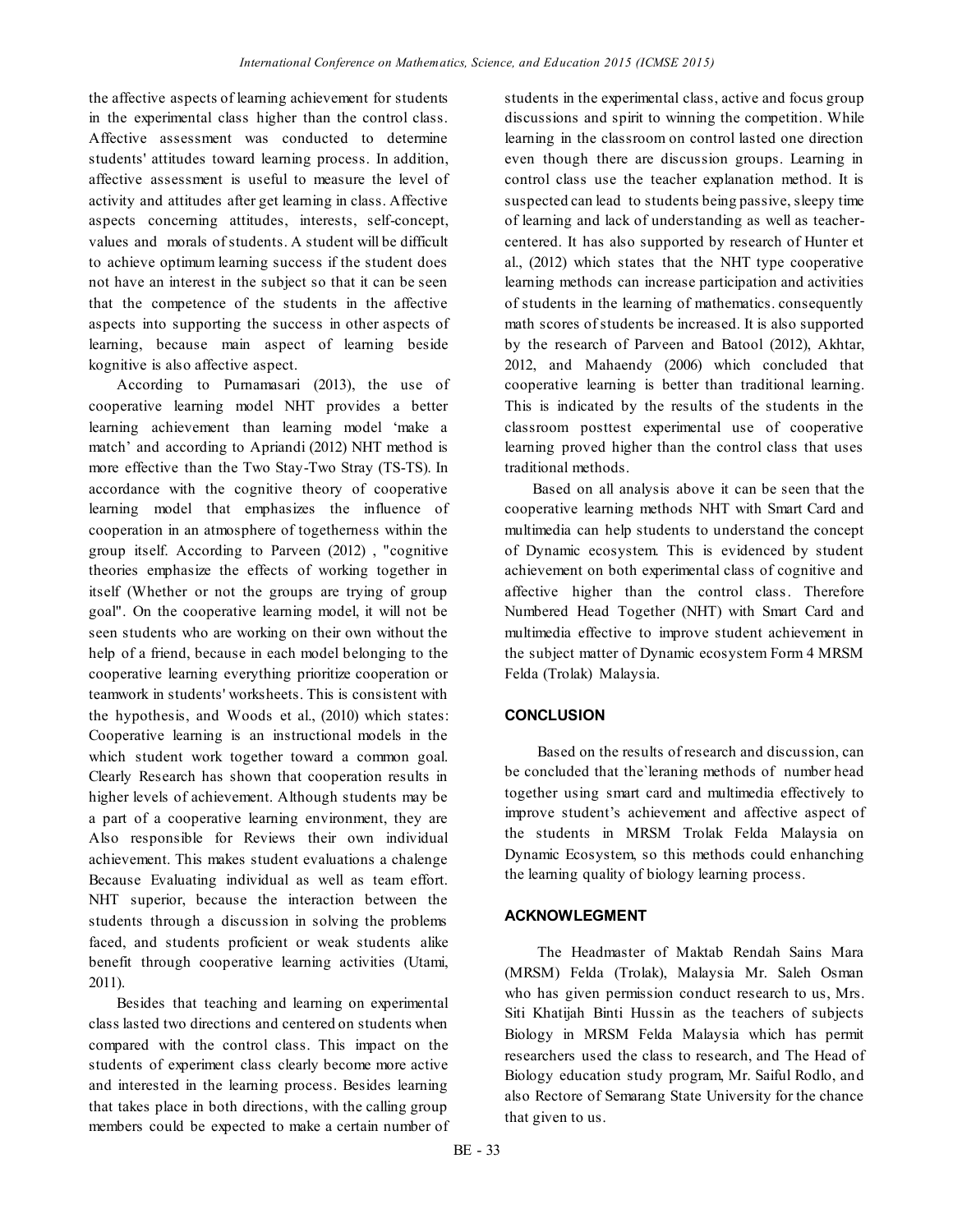the affective aspects of learning achievement for students in the experimental class higher than the control class. Affective assessment was conducted to determine students' attitudes toward learning process. In addition, affective assessment is useful to measure the level of activity and attitudes after get learning in class. Affective aspects concerning attitudes, interests, self-concept, values and morals of students. A student will be difficult to achieve optimum learning success if the student does not have an interest in the subject so that it can be seen that the competence of the students in the affective aspects into supporting the success in other aspects of learning, because main aspect of learning beside kognitive is also affective aspect.

According to Purnamasari (2013), the use of cooperative learning model NHT provides a better learning achievement than learning model 'make a match' and according to Apriandi (2012) NHT method is more effective than the Two Stay-Two Stray (TS-TS). In accordance with the cognitive theory of cooperative learning model that emphasizes the influence of cooperation in an atmosphere of togetherness within the group itself. According to Parveen (2012) , "cognitive theories emphasize the effects of working together in itself (Whether or not the groups are trying of group goal". On the cooperative learning model, it will not be seen students who are working on their own without the help of a friend, because in each model belonging to the cooperative learning everything prioritize cooperation or teamwork in students' worksheets. This is consistent with the hypothesis, and Woods et al., (2010) which states: Cooperative learning is an instructional models in the which student work together toward a common goal. Clearly Research has shown that cooperation results in higher levels of achievement. Although students may be a part of a cooperative learning environment, they are Also responsible for Reviews their own individual achievement. This makes student evaluations a chalenge Because Evaluating individual as well as team effort. NHT superior, because the interaction between the students through a discussion in solving the problems faced, and students proficient or weak students alike benefit through cooperative learning activities (Utami, 2011).

Besides that teaching and learning on experimental class lasted two directions and centered on students when compared with the control class. This impact on the students of experiment class clearly become more active and interested in the learning process. Besides learning that takes place in both directions, with the calling group members could be expected to make a certain number of students in the experimental class, active and focus group discussions and spirit to winning the competition. While learning in the classroom on control lasted one direction even though there are discussion groups. Learning in control class use the teacher explanation method. It is suspected can lead to students being passive, sleepy time of learning and lack of understanding as well as teacher-centered. It has also supported by research of Hunter et al., (2012) which states that the NHT type cooperative learning methods can increase participation and activities of students in the learning of mathematics. consequently math scores of students be increased. It is also supported by the research of Parveen and Batool (2012), Akhtar, 2012, and Mahaendy (2006) which concluded that cooperative learning is better than traditional learning. This is indicated by the results of the students in the classroom posttest experimental use of cooperative learning proved higher than the control class that uses traditional methods.

Based on all analysis above it can be seen that the cooperative learning methods NHT with Smart Card and multimedia can help students to understand the concept of Dynamic ecosystem. This is evidenced by student achievement on both experimental class of cognitive and affective higher than the control class. Therefore Numbered Head Together (NHT) with Smart Card and multimedia effective to improve student achievement in the subject matter of Dynamic ecosystem Form 4 MRSM Felda (Trolak) Malaysia.

## CONCLUSION

Based on the results of research and discussion, can be concluded that the`leraning methods of number head together using smart card and multimedia effectively to improve student's achievement and affective aspect of the students in MRSM Trolak Felda Malaysia on Dynamic Ecosystem, so this methods could enhanching the learning quality of biology learning process.

## ACKNOWLEGMENT

The Headmaster of Maktab Rendah Sains Mara (MRSM) Felda (Trolak), Malaysia Mr. Saleh Osman who has given permission conduct research to us, Mrs. Siti Khatijah Binti Hussin as the teachers of subjects Biology in MRSM Felda Malaysia which has permit researchers used the class to research, and The Head of Biology education study program, Mr. Saiful Rodlo, and also Rectore of Semarang State University for the chance that given to us.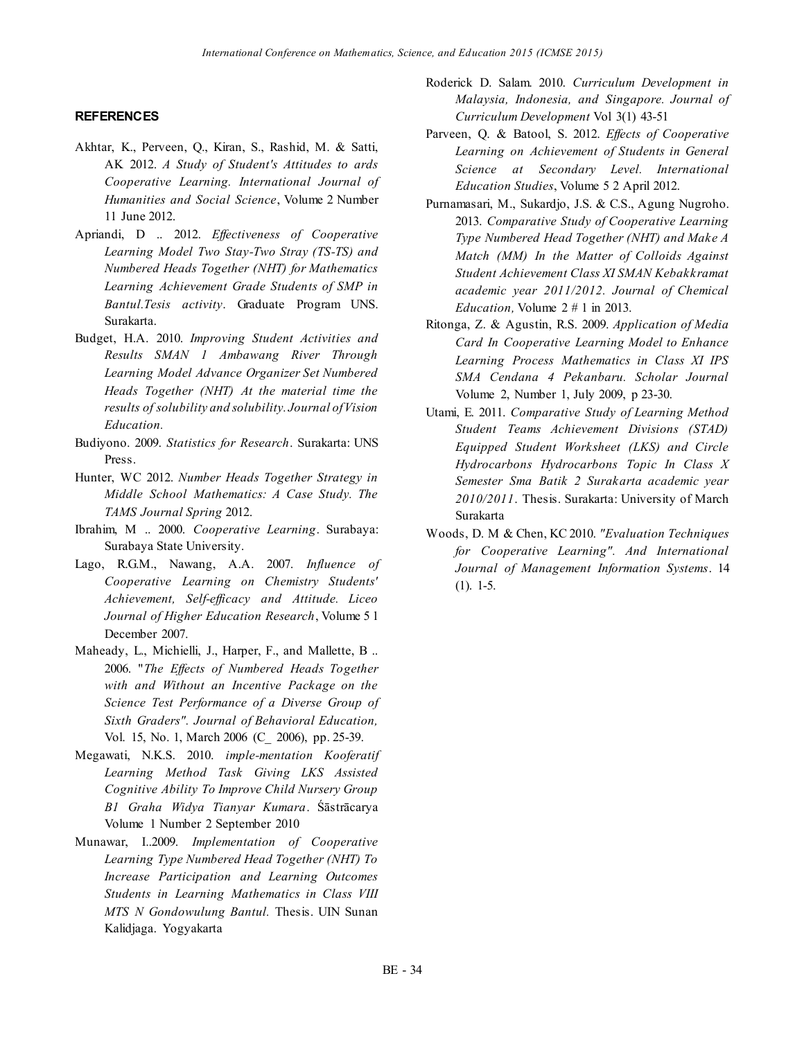## REFERENCES

Akhtar, K., Perveen, Q., Kiran, S., Rashid, M. & Satti, AK 2012. *A Study of Student's Attitudes to ards Cooperative Learning. International Journal of Humanities and Social Science*, Volume 2 Number 11 June 2012.

Apriandi, D .. 2012. *Effectiveness of Cooperative Learning Model Two Stay-Two Stray (TS-TS) and Numbered Heads Together (NHT) for Mathematics Learning Achievement Grade Students of SMP in Bantul.Tesis activity*. Graduate Program UNS. Surakarta.

Budget, H.A. 2010. *Improving Student Activities and Results SMAN 1 Ambawang River Through Learning Model Advance Organizer Set Numbered Heads Together (NHT) At the material time the results of solubility and solubility. Journal of Vision Education.*

Budiyono. 2009. *Statistics for Research*. Surakarta: UNS Press.

Hunter, WC 2012. *Number Heads Together Strategy in Middle School Mathematics: A Case Study. The TAMS Journal Spring* 2012.

Ibrahim, M .. 2000. *Cooperative Learning*. Surabaya: Surabaya State University.

Lago, R.G.M., Nawang, A.A. 2007. *Influence of Cooperative Learning on Chemistry Students' Achievement, Self-efficacy and Attitude. Liceo Journal of Higher Education Research*, Volume 5 1 December 2007.

Maheady, L., Michielli, J., Harper, F., and Mallette, B .. 2006. "*The Effects of Numbered Heads Together with and Without an Incentive Package on the Science Test Performance of a Diverse Group of Sixth Graders". Journal of Behavioral Education,* Vol. 15, No. 1, March 2006 (C_ 2006), pp. 25-39.

Megawati, N.K.S. 2010. *imple-mentation Kooferatif Learning Method Task Giving LKS Assisted Cognitive Ability To Improve Child Nursery Group B1 Graha Widya Tianyar Kumara*. Śāstrācarya Volume 1 Number 2 September 2010

Munawar, I..2009. *Implementation of Cooperative Learning Type Numbered Head Together (NHT) To Increase Participation and Learning Outcomes Students in Learning Mathematics in Class VIII MTS N Gondowulung Bantul.* Thesis. UIN Sunan Kalidjaga. Yogyakarta

Roderick D. Salam. 2010. *Curriculum Development in Malaysia, Indonesia, and Singapore. Journal of Curriculum Development* Vol 3(1) 43-51

Parveen, Q. & Batool, S. 2012. *Effects of Cooperative Learning on Achievement of Students in General Science at Secondary Level. International Education Studies*, Volume 5 2 April 2012.

Purnamasari, M., Sukardjo, J.S. & C.S., Agung Nugroho. 2013. *Comparative Study of Cooperative Learning Type Numbered Head Together (NHT) and Make A Match (MM) In the Matter of Colloids Against Student Achievement Class XI SMAN Kebakkramat academic year 2011/2012. Journal of Chemical Education,* Volume 2 # 1 in 2013.

Ritonga, Z. & Agustin, R.S. 2009. *Application of Media Card In Cooperative Learning Model to Enhance Learning Process Mathematics in Class XI IPS SMA Cendana 4 Pekanbaru. Scholar Journal* Volume 2, Number 1, July 2009, p 23-30.

Utami, E. 2011. *Comparative Study of Learning Method Student Teams Achievement Divisions (STAD) Equipped Student Worksheet (LKS) and Circle Hydrocarbons Hydrocarbons Topic In Class X Semester Sma Batik 2 Surakarta academic year 2010/2011*. Thesis. Surakarta: University of March Surakarta

Woods, D. M & Chen, KC 2010. *"Evaluation Techniques for Cooperative Learning". And International Journal of Management Information Systems*. 14 (1). 1-5.